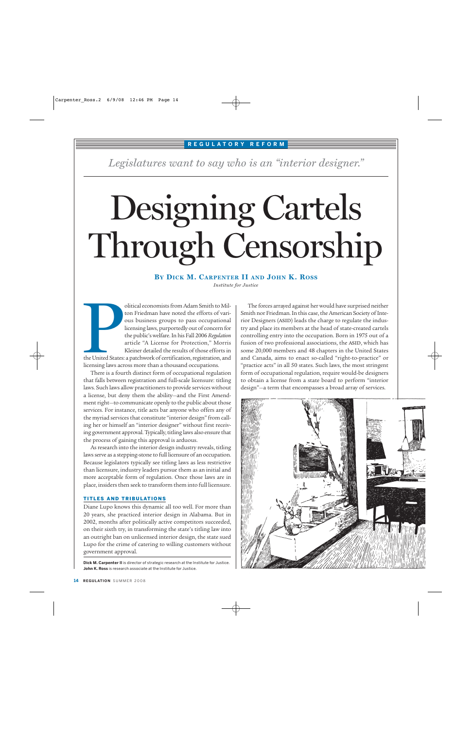REGULATORY REFORM

*Legislatures want to say who is an "interior designer."*

# Designing Cartels Through Censorship

**BY DICK M. CARPENTER II AND JOHN K. ROSS**

*Institute for Justice*

Political economists from Adam Smith to Milton Friedman have noted the efforts of various business groups to pass occupational licensing laws, purportedly out of concern for the public's welfare. In his Fall 2006 *Regulation* article "A License for Protection," Morris Kleiner detailed the results of those efforts in the United States: a patchwork of certification, registration, and licensing laws across more than a thousand occupations.

There is a fourth distinct form of occupational regulation that falls between registration and full-scale licensure: titling laws. Such laws allow practitioners to provide services without a license, but deny them the ability—and the First Amendment right—to communicate openly to the public about those services. For instance, title acts bar anyone who offers any of the myriad services that constitute "interior design" from calling her or himself an "interior designer" without first receiving government approval. Typically, titling laws also ensure that the process of gaining this approval is arduous.

As research into the interior design industry reveals, titling laws serve as a stepping-stone to full licensure of an occupation. Because legislators typically see titling laws as less restrictive than licensure, industry leaders pursue them as an initial and more acceptable form of regulation. Once those laws are in place, insiders then seek to transform them into full licensure.

## TITLES AND TRIBULATIONS

Diane Lupo knows this dynamic all too well. For more than 20 years, she practiced interior design in Alabama. But in 2002, months after politically active competitors succeeded, on their sixth try, in transforming the state's titling law into an outright ban on unlicensed interior design, the state sued Lupo for the crime of catering to willing customers without government approval.

The forces arrayed against her would have surprised neither Smith nor Friedman. In this case, the American Society of Interior Designers (ASID) leads the charge to regulate the industry and place its members at the head of state-created cartels controlling entry into the occupation. Born in 1975 out of a fusion of two professional associations, the ASID, which has some 20,000 members and 48 chapters in the United States and Canada, aims to enact so-called "right-to-practice" or "practice acts" in all 50 states. Such laws, the most stringent form of occupational regulation, require would-be designers to obtain a license from a state board to perform "interior design"—a term that encompasses a broad array of services.

**Dick M. Carpenter II** is director of strategic research at the Institute for Justice.
**John K. Ross** is research associate at the Institute for Justice.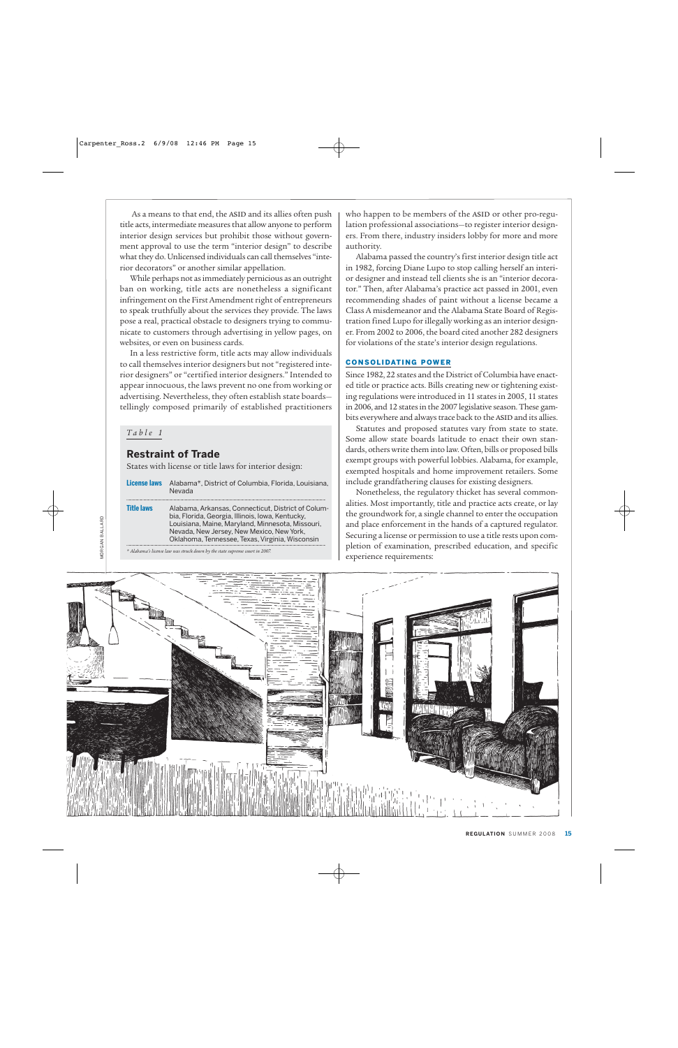As a means to that end, the ASID and its allies often push title acts, intermediate measures that allow anyone to perform interior design services but prohibit those without government approval to use the term "interior design" to describe what they do. Unlicensed individuals can call themselves "interior decorators" or another similar appellation.

While perhaps not as immediately pernicious as an outright ban on working, title acts are nonetheless a significant infringement on the First Amendment right of entrepreneurs to speak truthfully about the services they provide. The laws pose a real, practical obstacle to designers trying to communicate to customers through advertising in yellow pages, on websites, or even on business cards.

In a less restrictive form, title acts may allow individuals to call themselves interior designers but not "registered interior designers" or "certified interior designers." Intended to appear innocuous, the laws prevent no one from working or advertising. Nevertheless, they often establish state boards—tellingly composed primarily of established practitioners who happen to be members of the ASID or other pro-regulation professional associations—to register interior designers. From there, industry insiders lobby for more and more authority.

Alabama passed the country's first interior design title act in 1982, forcing Diane Lupo to stop calling herself an interior designer and instead tell clients she is an "interior decorator." Then, after Alabama's practice act passed in 2001, even recommending shades of paint without a license became a Class A misdemeanor and the Alabama State Board of Registration fined Lupo for illegally working as an interior designer. From 2002 to 2006, the board cited another 282 designers for violations of the state's interior design regulations.

*Table 1*

**Restraint of Trade**

States with license or title laws for interior design:

| | |
|---|---|
| **License laws** | Alabama*, District of Columbia, Florida, Louisiana, Nevada |
| **Title laws** | Alabama, Arkansas, Connecticut, District of Columbia, Florida, Georgia, Illinois, Iowa, Kentucky, Louisiana, Maine, Maryland, Minnesota, Missouri, Nevada, New Jersey, New Mexico, New York, Oklahoma, Tennessee, Texas, Virginia, Wisconsin |

* Alabama's license law was struck down by the state supreme court in 2007

## CONSOLIDATING POWER

Since 1982, 22 states and the District of Columbia have enacted title or practice acts. Bills creating new or tightening existing regulations were introduced in 11 states in 2005, 11 states in 2006, and 12 states in the 2007 legislative season. These gambits everywhere and always trace back to the ASID and its allies.

Statutes and proposed statutes vary from state to state. Some allow state boards latitude to enact their own standards, others write them into law. Often, bills or proposed bills exempt groups with powerful lobbies. Alabama, for example, exempted hospitals and home improvement retailers. Some include grandfathering clauses for existing designers.

Nonetheless, the regulatory thicket has several commonalities. Most importantly, title and practice acts create, or lay the groundwork for, a single channel to enter the occupation and place enforcement in the hands of a captured regulator. Securing a license or permission to use a title rests upon completion of examination, prescribed education, and specific experience requirements: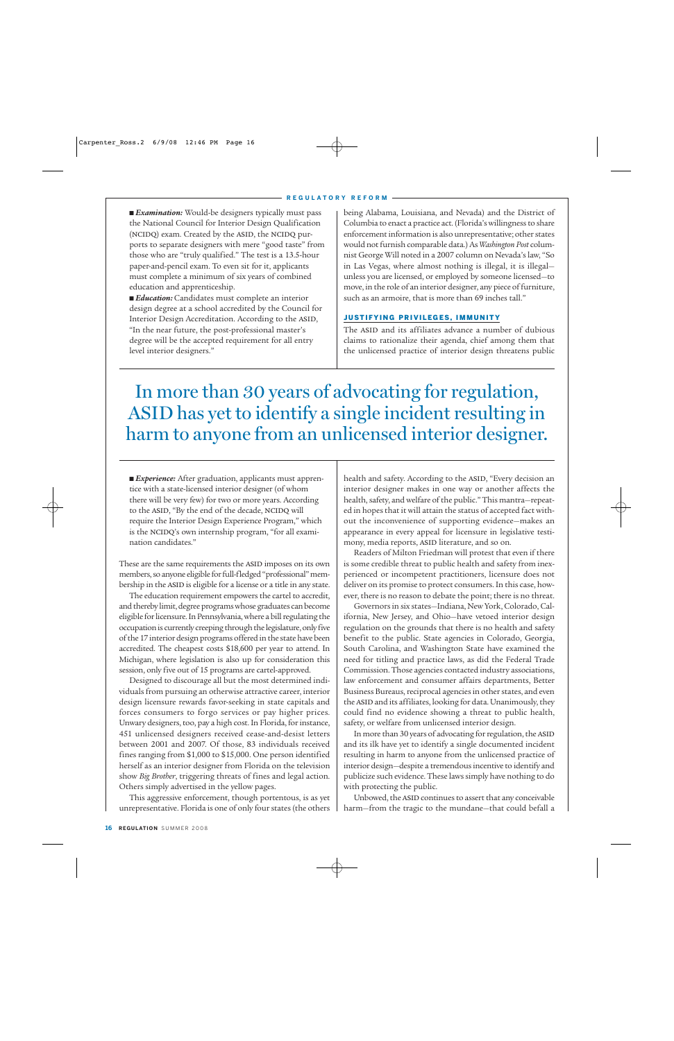■ ***Examination:*** Would-be designers typically must pass the National Council for Interior Design Qualification (NCIDQ) exam. Created by the ASID, the NCIDQ purports to separate designers with mere "good taste" from those who are "truly qualified." The test is a 13.5-hour paper-and-pencil exam. To even sit for it, applicants must complete a minimum of six years of combined education and apprenticeship.

■ ***Education:*** Candidates must complete an interior design degree at a school accredited by the Council for Interior Design Accreditation. According to the ASID, "In the near future, the post-professional master's degree will be the accepted requirement for all entry level interior designers."

■ ***Experience:*** After graduation, applicants must apprentice with a state-licensed interior designer (of whom there will be very few) for two or more years. According to the ASID, "By the end of the decade, NCIDQ will require the Interior Design Experience Program," which is the NCIDQ's own internship program, "for all examination candidates."

These are the same requirements the ASID imposes on its own members, so anyone eligible for full-fledged "professional" membership in the ASID is eligible for a license or a title in any state.

The education requirement empowers the cartel to accredit, and thereby limit, degree programs whose graduates can become eligible for licensure. In Pennsylvania, where a bill regulating the occupation is currently creeping through the legislature, only five of the 17 interior design programs offered in the state have been accredited. The cheapest costs $18,600 per year to attend. In Michigan, where legislation is also up for consideration this session, only five out of 15 programs are cartel-approved.

Designed to discourage all but the most determined individuals from pursuing an otherwise attractive career, interior design licensure rewards favor-seeking in state capitals and forces consumers to forgo services or pay higher prices. Unwary designers, too, pay a high cost. In Florida, for instance, 451 unlicensed designers received cease-and-desist letters between 2001 and 2007. Of those, 83 individuals received fines ranging from $1,000 to $15,000. One person identified herself as an interior designer from Florida on the television show *Big Brother*, triggering threats of fines and legal action. Others simply advertised in the yellow pages.

This aggressive enforcement, though portentous, is as yet unrepresentative. Florida is one of only four states (the others being Alabama, Louisiana, and Nevada) and the District of Columbia to enact a practice act. (Florida's willingness to share enforcement information is also unrepresentative; other states would not furnish comparable data.) As *Washington Post* columnist George Will noted in a 2007 column on Nevada's law, "So in Las Vegas, where almost nothing is illegal, it is illegal—unless you are licensed, or employed by someone licensed—to move, in the role of an interior designer, any piece of furniture, such as an armoire, that is more than 69 inches tall."

## JUSTIFYING PRIVILEGES, IMMUNITY

The ASID and its affiliates advance a number of dubious claims to rationalize their agenda, chief among them that the unlicensed practice of interior design threatens public health and safety. According to the ASID, "Every decision an interior designer makes in one way or another affects the health, safety, and welfare of the public." This mantra—repeated in hopes that it will attain the status of accepted fact without the inconvenience of supporting evidence—makes an appearance in every appeal for licensure in legislative testimony, media reports, ASID literature, and so on.

> In more than 30 years of advocating for regulation, ASID has yet to identify a single incident resulting in harm to anyone from an unlicensed interior designer.

Readers of Milton Friedman will protest that even if there is some credible threat to public health and safety from inexperienced or incompetent practitioners, licensure does not deliver on its promise to protect consumers. In this case, however, there is no reason to debate the point; there is no threat.

Governors in six states—Indiana, New York, Colorado, California, New Jersey, and Ohio—have vetoed interior design regulation on the grounds that there is no health and safety benefit to the public. State agencies in Colorado, Georgia, South Carolina, and Washington State have examined the need for titling and practice laws, as did the Federal Trade Commission. Those agencies contacted industry associations, law enforcement and consumer affairs departments, Better Business Bureaus, reciprocal agencies in other states, and even the ASID and its affiliates, looking for data. Unanimously, they could find no evidence showing a threat to public health, safety, or welfare from unlicensed interior design.

In more than 30 years of advocating for regulation, the ASID and its ilk have yet to identify a single documented incident resulting in harm to anyone from the unlicensed practice of interior design—despite a tremendous incentive to identify and publicize such evidence. These laws simply have nothing to do with protecting the public.

Unbowed, the ASID continues to assert that any conceivable harm—from the tragic to the mundane—that could befall a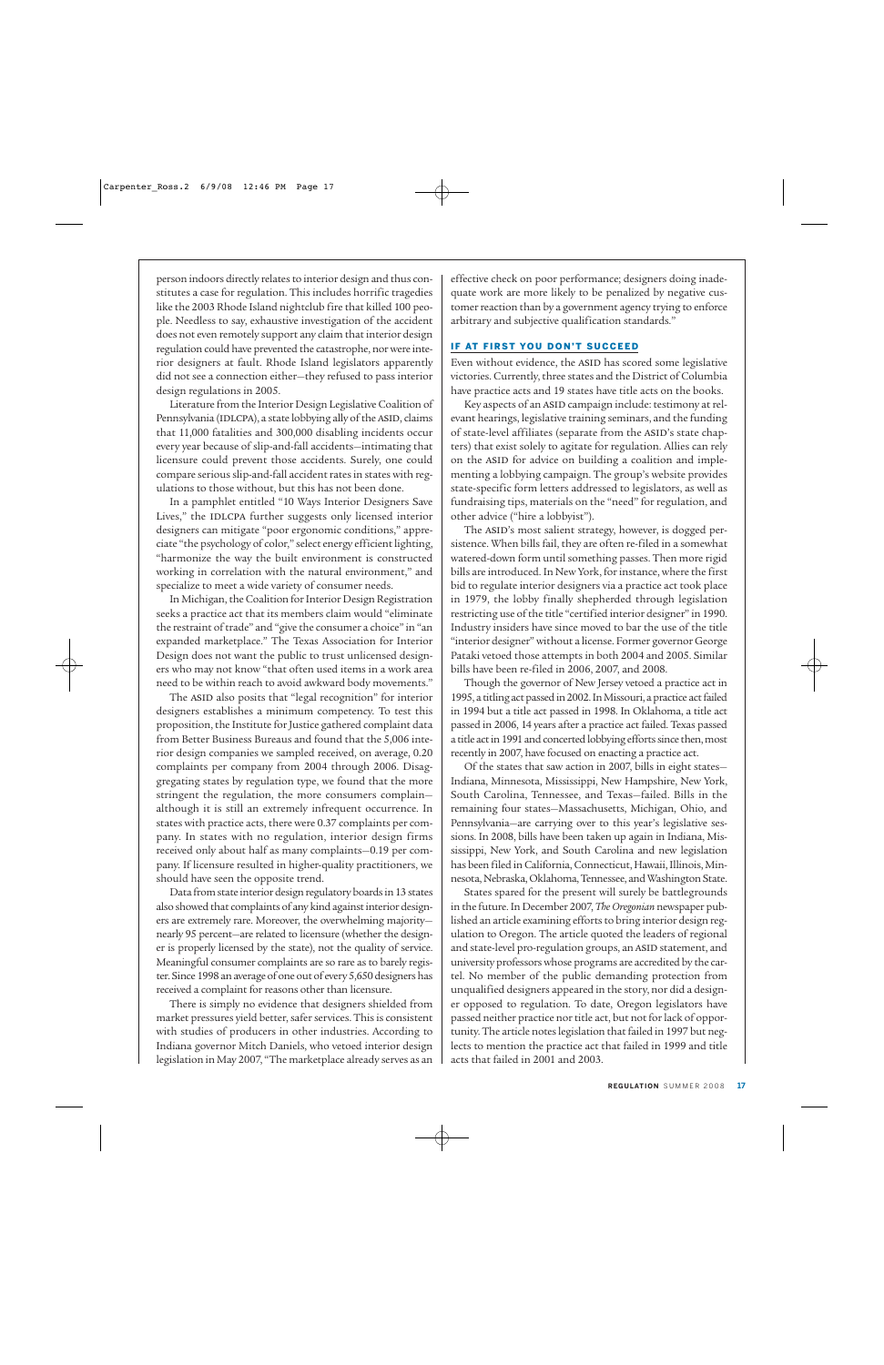person indoors directly relates to interior design and thus constitutes a case for regulation. This includes horrific tragedies like the 2003 Rhode Island nightclub fire that killed 100 people. Needless to say, exhaustive investigation of the accident does not even remotely support any claim that interior design regulation could have prevented the catastrophe, nor were interior designers at fault. Rhode Island legislators apparently did not see a connection either—they refused to pass interior design regulations in 2005.

Literature from the Interior Design Legislative Coalition of Pennsylvania (IDLCPA), a state lobbying ally of the ASID, claims that 11,000 fatalities and 300,000 disabling incidents occur every year because of slip-and-fall accidents—intimating that licensure could prevent those accidents. Surely, one could compare serious slip-and-fall accident rates in states with regulations to those without, but this has not been done.

In a pamphlet entitled "10 Ways Interior Designers Save Lives," the IDLCPA further suggests only licensed interior designers can mitigate "poor ergonomic conditions," appreciate "the psychology of color," select energy efficient lighting, "harmonize the way the built environment is constructed working in correlation with the natural environment," and specialize to meet a wide variety of consumer needs.

In Michigan, the Coalition for Interior Design Registration seeks a practice act that its members claim would "eliminate the restraint of trade" and "give the consumer a choice" in "an expanded marketplace." The Texas Association for Interior Design does not want the public to trust unlicensed designers who may not know "that often used items in a work area need to be within reach to avoid awkward body movements."

The ASID also posits that "legal recognition" for interior designers establishes a minimum competency. To test this proposition, the Institute for Justice gathered complaint data from Better Business Bureaus and found that the 5,006 interior design companies we sampled received, on average, 0.20 complaints per company from 2004 through 2006. Disaggregating states by regulation type, we found that the more stringent the regulation, the more consumers complain—although it is still an extremely infrequent occurrence. In states with practice acts, there were 0.37 complaints per company. In states with no regulation, interior design firms received only about half as many complaints—0.19 per company. If licensure resulted in higher-quality practitioners, we should have seen the opposite trend.

Data from state interior design regulatory boards in 13 states also showed that complaints of any kind against interior designers are extremely rare. Moreover, the overwhelming majority—nearly 95 percent—are related to licensure (whether the designer is properly licensed by the state), not the quality of service. Meaningful consumer complaints are so rare as to barely register. Since 1998 an average of one out of every 5,650 designers has received a complaint for reasons other than licensure.

There is simply no evidence that designers shielded from market pressures yield better, safer services. This is consistent with studies of producers in other industries. According to Indiana governor Mitch Daniels, who vetoed interior design legislation in May 2007, "The marketplace already serves as an effective check on poor performance; designers doing inadequate work are more likely to be penalized by negative customer reaction than by a government agency trying to enforce arbitrary and subjective qualification standards."

## IF AT FIRST YOU DON'T SUCCEED

Even without evidence, the ASID has scored some legislative victories. Currently, three states and the District of Columbia have practice acts and 19 states have title acts on the books.

Key aspects of an ASID campaign include: testimony at relevant hearings, legislative training seminars, and the funding of state-level affiliates (separate from the ASID's state chapters) that exist solely to agitate for regulation. Allies can rely on the ASID for advice on building a coalition and implementing a lobbying campaign. The group's website provides state-specific form letters addressed to legislators, as well as fundraising tips, materials on the "need" for regulation, and other advice ("hire a lobbyist").

The ASID's most salient strategy, however, is dogged persistence. When bills fail, they are often re-filed in a somewhat watered-down form until something passes. Then more rigid bills are introduced. In New York, for instance, where the first bid to regulate interior designers via a practice act took place in 1979, the lobby finally shepherded through legislation restricting use of the title "certified interior designer" in 1990. Industry insiders have since moved to bar the use of the title "interior designer" without a license. Former governor George Pataki vetoed those attempts in both 2004 and 2005. Similar bills have been re-filed in 2006, 2007, and 2008.

Though the governor of New Jersey vetoed a practice act in 1995, a titling act passed in 2002. In Missouri, a practice act failed in 1994 but a title act passed in 1998. In Oklahoma, a title act passed in 2006, 14 years after a practice act failed. Texas passed a title act in 1991 and concerted lobbying efforts since then, most recently in 2007, have focused on enacting a practice act.

Of the states that saw action in 2007, bills in eight states—Indiana, Minnesota, Mississippi, New Hampshire, New York, South Carolina, Tennessee, and Texas—failed. Bills in the remaining four states—Massachusetts, Michigan, Ohio, and Pennsylvania—are carrying over to this year's legislative sessions. In 2008, bills have been taken up again in Indiana, Mississippi, New York, and South Carolina and new legislation has been filed in California, Connecticut, Hawaii, Illinois, Minnesota, Nebraska, Oklahoma, Tennessee, and Washington State.

States spared for the present will surely be battlegrounds in the future. In December 2007, *The Oregonian* newspaper published an article examining efforts to bring interior design regulation to Oregon. The article quoted the leaders of regional and state-level pro-regulation groups, an ASID statement, and university professors whose programs are accredited by the cartel. No member of the public demanding protection from unqualified designers appeared in the story, nor did a designer opposed to regulation. To date, Oregon legislators have passed neither practice nor title act, but not for lack of opportunity. The article notes legislation that failed in 1997 but neglects to mention the practice act that failed in 1999 and title acts that failed in 2001 and 2003.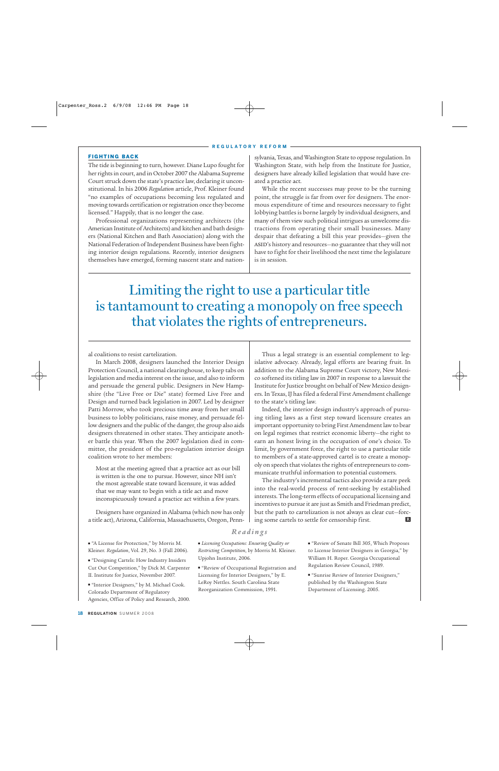### FIGHTING BACK

The tide is beginning to turn, however. Diane Lupo fought for her rights in court, and in October 2007 the Alabama Supreme Court struck down the state's practice law, declaring it unconstitutional. In his 2006 *Regulation* article, Prof. Kleiner found "no examples of occupations becoming less regulated and moving towards certification or registration once they become licensed." Happily, that is no longer the case.

Professional organizations representing architects (the American Institute of Architects) and kitchen and bath designers (National Kitchen and Bath Association) along with the National Federation of Independent Business have been fighting interior design regulations. Recently, interior designers themselves have emerged, forming nascent state and national coalitions to resist cartelization.

In March 2008, designers launched the Interior Design Protection Council, a national clearinghouse, to keep tabs on legislation and media interest on the issue, and also to inform and persuade the general public. Designers in New Hampshire (the "Live Free or Die" state) formed Live Free and Design and turned back legislation in 2007. Led by designer Patti Morrow, who took precious time away from her small business to lobby politicians, raise money, and persuade fellow designers and the public of the danger, the group also aids designers threatened in other states. They anticipate another battle this year. When the 2007 legislation died in committee, the president of the pro-regulation interior design coalition wrote to her members:

> Most at the meeting agreed that a practice act as our bill is written is the one to pursue. However, since NH isn't the most agreeable state toward licensure, it was added that we may want to begin with a title act and move inconspicuously toward a practice act within a few years.

Designers have organized in Alabama (which now has only a title act), Arizona, California, Massachusetts, Oregon, Pennsylvania, Texas, and Washington State to oppose regulation. In Washington State, with help from the Institute for Justice, designers have already killed legislation that would have created a practice act.

While the recent successes may prove to be the turning point, the struggle is far from over for designers. The enormous expenditure of time and resources necessary to fight lobbying battles is borne largely by individual designers, and many of them view such political intrigues as unwelcome distractions from operating their small businesses. Many despair that defeating a bill this year provides—given the ASID's history and resources—no guarantee that they will not have to fight for their livelihood the next time the legislature is in session.

> **Limiting the right to use a particular title is tantamount to creating a monopoly on free speech that violates the rights of entrepreneurs.**

Thus a legal strategy is an essential complement to legislative advocacy. Already, legal efforts are bearing fruit. In addition to the Alabama Supreme Court victory, New Mexico softened its titling law in 2007 in response to a lawsuit the Institute for Justice brought on behalf of New Mexico designers. In Texas, IJ has filed a federal First Amendment challenge to the state's titling law.

Indeed, the interior design industry's approach of pursuing titling laws as a first step toward licensure creates an important opportunity to bring First Amendment law to bear on legal regimes that restrict economic liberty—the right to earn an honest living in the occupation of one's choice. To limit, by government force, the right to use a particular title to members of a state-approved cartel is to create a monopoly on speech that violates the rights of entrepreneurs to communicate truthful information to potential customers.

The industry's incremental tactics also provide a rare peek into the real-world process of rent-seeking by established interests. The long-term effects of occupational licensing and incentives to pursue it are just as Smith and Friedman predict, but the path to cartelization is not always as clear cut—forcing some cartels to settle for censorship first.

## *Readings*

- "A License for Protection," by Morris M. Kleiner. *Regulation*, Vol. 29, No. 3 (Fall 2006).
- "Designing Cartels: How Industry Insiders Cut Out Competition," by Dick M. Carpenter II. Institute for Justice, November 2007.
- "Interior Designers," by M. Michael Cook. Colorado Department of Regulatory Agencies, Office of Policy and Research, 2000.
- *Licensing Occupations: Ensuring Quality or Restricting Competition*, by Morris M. Kleiner. Upjohn Institute, 2006.
- "Review of Occupational Registration and Licensing for Interior Designers," by E. LeRoy Nettles. South Carolina State Reorganization Commission, 1991.
- "Review of Senate Bill 305, Which Proposes to License Interior Designers in Georgia," by William H. Roper. Georgia Occupational Regulation Review Council, 1989.
- "Sunrise Review of Interior Designers," published by the Washington State Department of Licensing. 2005.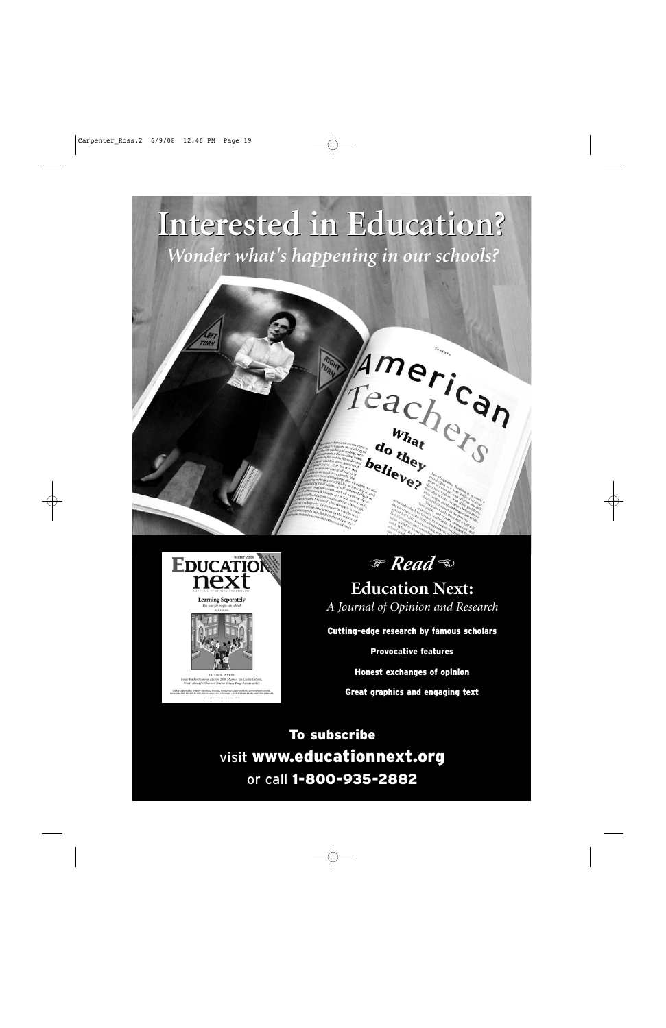# Interested in Education?

*Wonder what's happening in our schools?*

☞ *Read* ☜

## Education Next:

*A Journal of Opinion and Research*

**Cutting-edge research by famous scholars**

**Provocative features**

**Honest exchanges of opinion**

**Great graphics and engaging text**

**To subscribe**

visit **www.educationnext.org**

or call **1-800-935-2882**